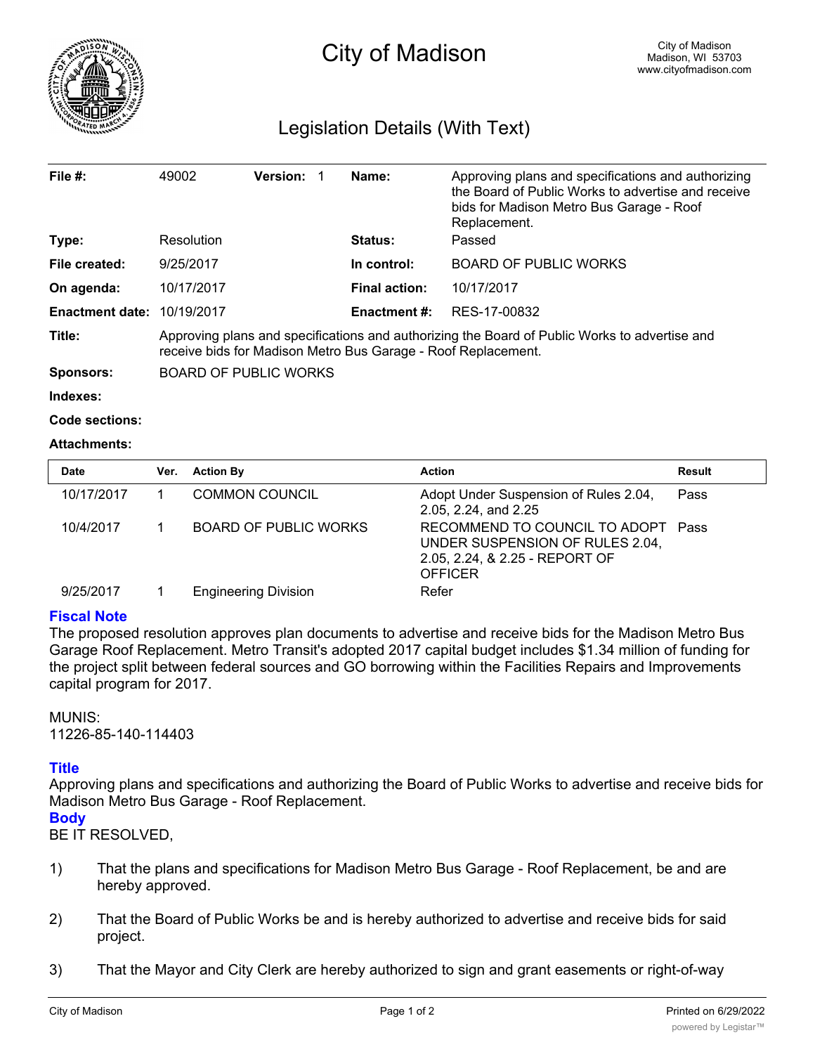# City of Madison

City of Madison
Madison, WI 53703
www.cityofmadison.com

## Legislation Details (With Text)

| | | | |
|---|---|---|---|
| **File #:** | 49002 **Version:** 1 | **Name:** | Approving plans and specifications and authorizing the Board of Public Works to advertise and receive bids for Madison Metro Bus Garage - Roof Replacement. |
| **Type:** | Resolution | **Status:** | Passed |
| **File created:** | 9/25/2017 | **In control:** | BOARD OF PUBLIC WORKS |
| **On agenda:** | 10/17/2017 | **Final action:** | 10/17/2017 |
| **Enactment date:** | 10/19/2017 | **Enactment #:** | RES-17-00832 |

**Title:** Approving plans and specifications and authorizing the Board of Public Works to advertise and receive bids for Madison Metro Bus Garage - Roof Replacement.

**Sponsors:** BOARD OF PUBLIC WORKS

**Indexes:**

**Code sections:**

**Attachments:**

| Date | Ver. | Action By | Action | Result |
|---|---|---|---|---|
| 10/17/2017 | 1 | COMMON COUNCIL | Adopt Under Suspension of Rules 2.04, 2.05, 2.24, and 2.25 | Pass |
| 10/4/2017 | 1 | BOARD OF PUBLIC WORKS | RECOMMEND TO COUNCIL TO ADOPT UNDER SUSPENSION OF RULES 2.04, 2.05, 2.24, & 2.25 - REPORT OF OFFICER | Pass |
| 9/25/2017 | 1 | Engineering Division | Refer | |

### Fiscal Note

The proposed resolution approves plan documents to advertise and receive bids for the Madison Metro Bus Garage Roof Replacement. Metro Transit's adopted 2017 capital budget includes $1.34 million of funding for the project split between federal sources and GO borrowing within the Facilities Repairs and Improvements capital program for 2017.

MUNIS:
11226-85-140-114403

### Title

Approving plans and specifications and authorizing the Board of Public Works to advertise and receive bids for Madison Metro Bus Garage - Roof Replacement.

### Body

BE IT RESOLVED,

1) That the plans and specifications for Madison Metro Bus Garage - Roof Replacement, be and are hereby approved.

2) That the Board of Public Works be and is hereby authorized to advertise and receive bids for said project.

3) That the Mayor and City Clerk are hereby authorized to sign and grant easements or right-of-way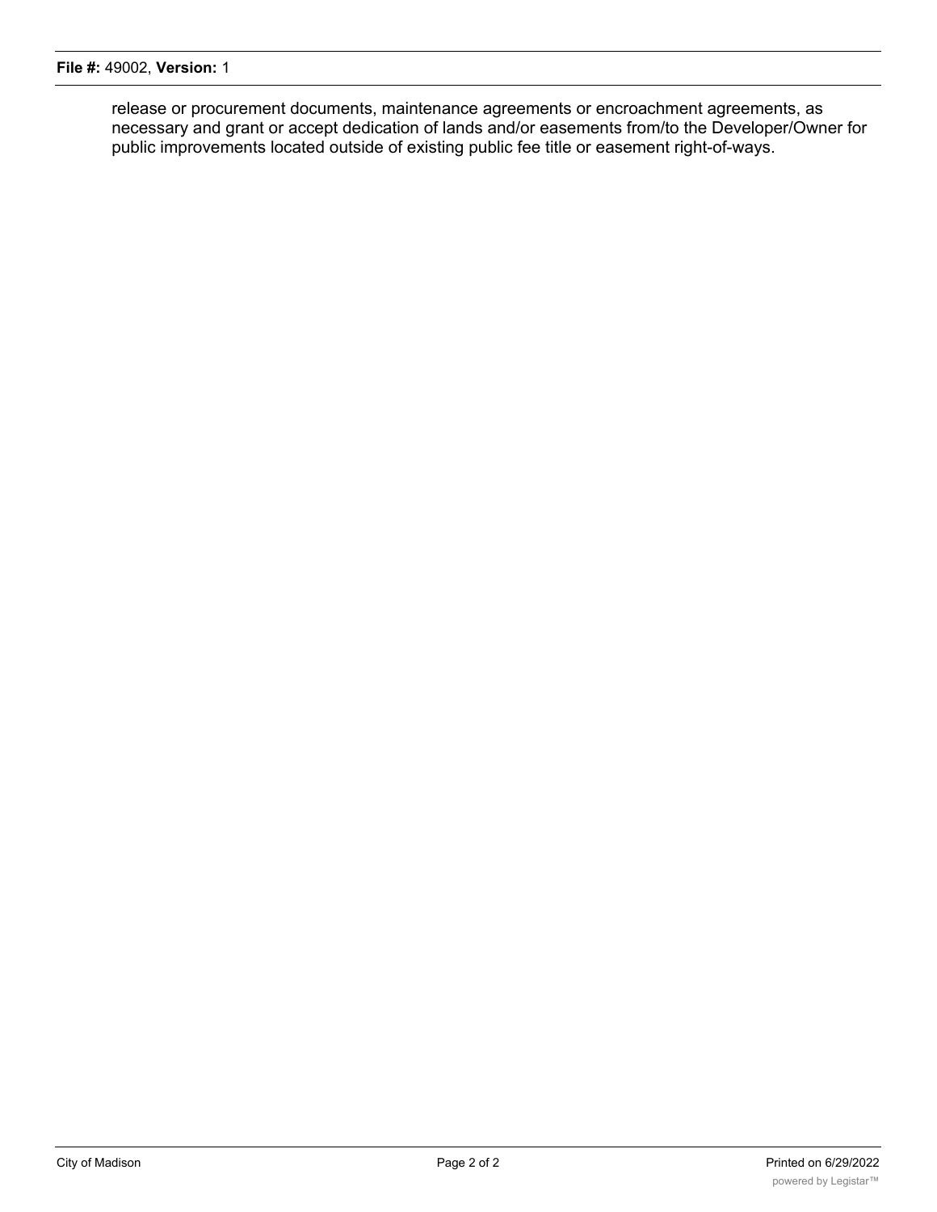release or procurement documents, maintenance agreements or encroachment agreements, as necessary and grant or accept dedication of lands and/or easements from/to the Developer/Owner for public improvements located outside of existing public fee title or easement right-of-ways.